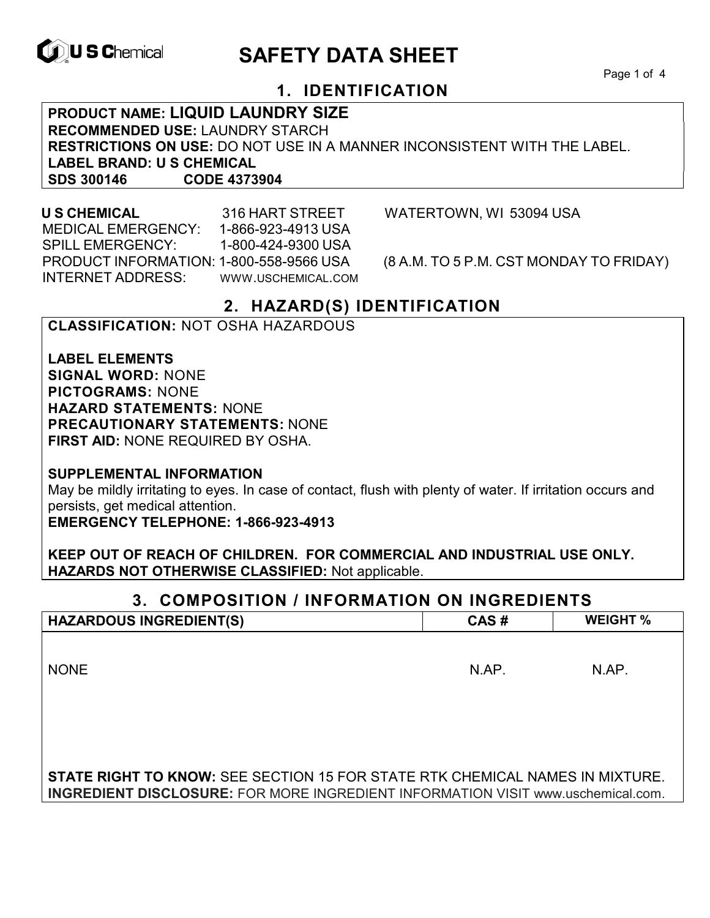# SAFETY DATA SHEET

## 1. IDENTIFICATION

**PRODUCT NAME: LIQUID LAUNDRY SIZE**
**RECOMMENDED USE:** LAUNDRY STARCH
**RESTRICTIONS ON USE:** DO NOT USE IN A MANNER INCONSISTENT WITH THE LABEL.
**LABEL BRAND: U S CHEMICAL**
**SDS 300146 CODE 4373904**

**U S CHEMICAL** 316 HART STREET WATERTOWN, WI 53094 USA
MEDICAL EMERGENCY: 1-866-923-4913 USA
SPILL EMERGENCY: 1-800-424-9300 USA
PRODUCT INFORMATION: 1-800-558-9566 USA (8 A.M. TO 5 P.M. CST MONDAY TO FRIDAY)
INTERNET ADDRESS: WWW.USCHEMICAL.COM

## 2. HAZARD(S) IDENTIFICATION

**CLASSIFICATION:** NOT OSHA HAZARDOUS

**LABEL ELEMENTS**
**SIGNAL WORD:** NONE
**PICTOGRAMS:** NONE
**HAZARD STATEMENTS:** NONE
**PRECAUTIONARY STATEMENTS:** NONE
**FIRST AID:** NONE REQUIRED BY OSHA.

**SUPPLEMENTAL INFORMATION**
May be mildly irritating to eyes. In case of contact, flush with plenty of water. If irritation occurs and persists, get medical attention.
**EMERGENCY TELEPHONE: 1-866-923-4913**

**KEEP OUT OF REACH OF CHILDREN. FOR COMMERCIAL AND INDUSTRIAL USE ONLY.**
**HAZARDS NOT OTHERWISE CLASSIFIED:** Not applicable.

## 3. COMPOSITION / INFORMATION ON INGREDIENTS

| HAZARDOUS INGREDIENT(S) | CAS # | WEIGHT % |
|---|---|---|
| NONE | N.AP. | N.AP. |

**STATE RIGHT TO KNOW:** SEE SECTION 15 FOR STATE RTK CHEMICAL NAMES IN MIXTURE.
**INGREDIENT DISCLOSURE:** FOR MORE INGREDIENT INFORMATION VISIT www.uschemical.com.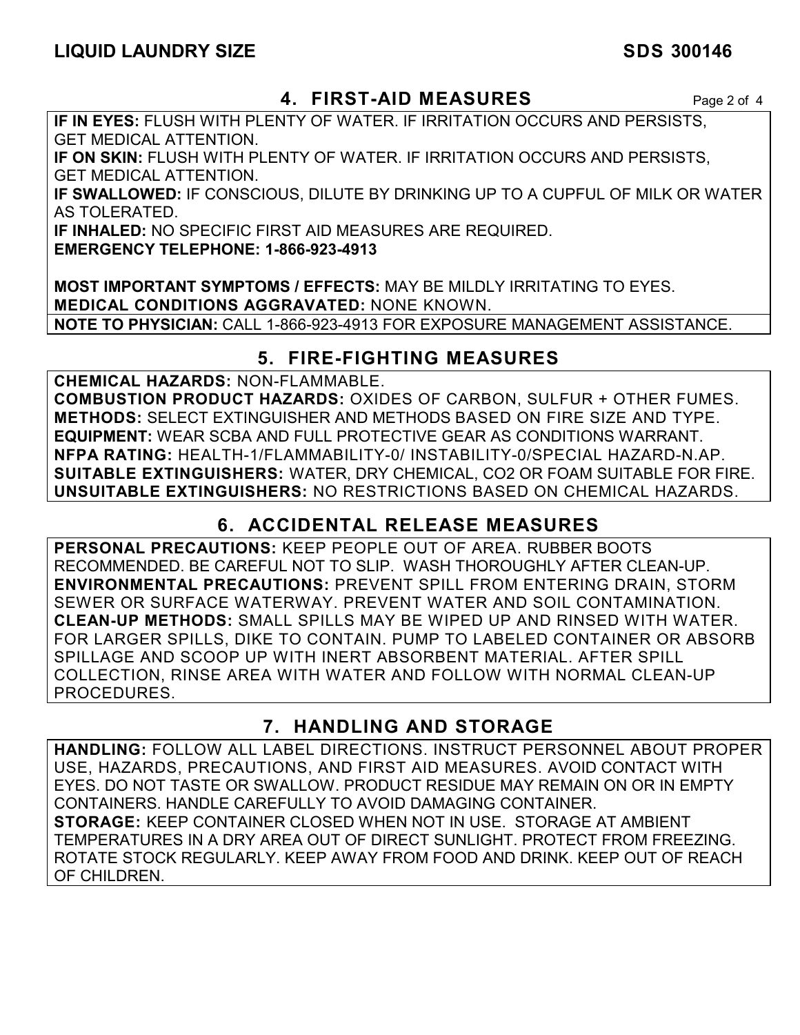## 4. FIRST-AID MEASURES

**IF IN EYES:** FLUSH WITH PLENTY OF WATER. IF IRRITATION OCCURS AND PERSISTS, GET MEDICAL ATTENTION.
**IF ON SKIN:** FLUSH WITH PLENTY OF WATER. IF IRRITATION OCCURS AND PERSISTS, GET MEDICAL ATTENTION.
**IF SWALLOWED:** IF CONSCIOUS, DILUTE BY DRINKING UP TO A CUPFUL OF MILK OR WATER AS TOLERATED.
**IF INHALED:** NO SPECIFIC FIRST AID MEASURES ARE REQUIRED.
**EMERGENCY TELEPHONE: 1-866-923-4913**

**MOST IMPORTANT SYMPTOMS / EFFECTS:** MAY BE MILDLY IRRITATING TO EYES.
**MEDICAL CONDITIONS AGGRAVATED:** NONE KNOWN.
**NOTE TO PHYSICIAN:** CALL 1-866-923-4913 FOR EXPOSURE MANAGEMENT ASSISTANCE.

## 5. FIRE-FIGHTING MEASURES

**CHEMICAL HAZARDS:** NON-FLAMMABLE.
**COMBUSTION PRODUCT HAZARDS:** OXIDES OF CARBON, SULFUR + OTHER FUMES.
**METHODS:** SELECT EXTINGUISHER AND METHODS BASED ON FIRE SIZE AND TYPE.
**EQUIPMENT:** WEAR SCBA AND FULL PROTECTIVE GEAR AS CONDITIONS WARRANT.
**NFPA RATING:** HEALTH-1/FLAMMABILITY-0/ INSTABILITY-0/SPECIAL HAZARD-N.AP.
**SUITABLE EXTINGUISHERS:** WATER, DRY CHEMICAL, $CO_2$ OR FOAM SUITABLE FOR FIRE.
**UNSUITABLE EXTINGUISHERS:** NO RESTRICTIONS BASED ON CHEMICAL HAZARDS.

## 6. ACCIDENTAL RELEASE MEASURES

**PERSONAL PRECAUTIONS:** KEEP PEOPLE OUT OF AREA. RUBBER BOOTS RECOMMENDED. BE CAREFUL NOT TO SLIP. WASH THOROUGHLY AFTER CLEAN-UP.
**ENVIRONMENTAL PRECAUTIONS:** PREVENT SPILL FROM ENTERING DRAIN, STORM SEWER OR SURFACE WATERWAY. PREVENT WATER AND SOIL CONTAMINATION.
**CLEAN-UP METHODS:** SMALL SPILLS MAY BE WIPED UP AND RINSED WITH WATER. FOR LARGER SPILLS, DIKE TO CONTAIN. PUMP TO LABELED CONTAINER OR ABSORB SPILLAGE AND SCOOP UP WITH INERT ABSORBENT MATERIAL. AFTER SPILL COLLECTION, RINSE AREA WITH WATER AND FOLLOW WITH NORMAL CLEAN-UP PROCEDURES.

## 7. HANDLING AND STORAGE

**HANDLING:** FOLLOW ALL LABEL DIRECTIONS. INSTRUCT PERSONNEL ABOUT PROPER USE, HAZARDS, PRECAUTIONS, AND FIRST AID MEASURES. AVOID CONTACT WITH EYES. DO NOT TASTE OR SWALLOW. PRODUCT RESIDUE MAY REMAIN ON OR IN EMPTY CONTAINERS. HANDLE CAREFULLY TO AVOID DAMAGING CONTAINER.
**STORAGE:** KEEP CONTAINER CLOSED WHEN NOT IN USE. STORAGE AT AMBIENT TEMPERATURES IN A DRY AREA OUT OF DIRECT SUNLIGHT. PROTECT FROM FREEZING. ROTATE STOCK REGULARLY. KEEP AWAY FROM FOOD AND DRINK. KEEP OUT OF REACH OF CHILDREN.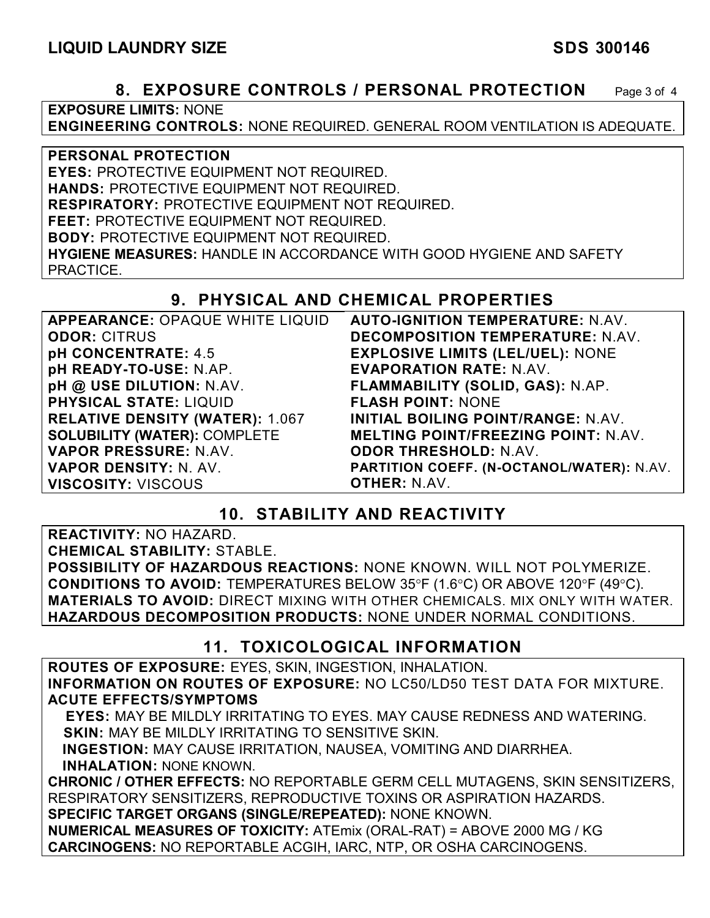## 8. EXPOSURE CONTROLS / PERSONAL PROTECTION

**EXPOSURE LIMITS:** NONE
**ENGINEERING CONTROLS:** NONE REQUIRED. GENERAL ROOM VENTILATION IS ADEQUATE.

**PERSONAL PROTECTION**
**EYES:** PROTECTIVE EQUIPMENT NOT REQUIRED.
**HANDS:** PROTECTIVE EQUIPMENT NOT REQUIRED.
**RESPIRATORY:** PROTECTIVE EQUIPMENT NOT REQUIRED.
**FEET:** PROTECTIVE EQUIPMENT NOT REQUIRED.
**BODY:** PROTECTIVE EQUIPMENT NOT REQUIRED.
**HYGIENE MEASURES:** HANDLE IN ACCORDANCE WITH GOOD HYGIENE AND SAFETY PRACTICE.

## 9. PHYSICAL AND CHEMICAL PROPERTIES

**APPEARANCE:** OPAQUE WHITE LIQUID
**ODOR:** CITRUS
**pH CONCENTRATE:** 4.5
**pH READY-TO-USE:** N.AP.
**pH @ USE DILUTION:** N.AV.
**PHYSICAL STATE:** LIQUID
**RELATIVE DENSITY (WATER):** 1.067
**SOLUBILITY (WATER):** COMPLETE
**VAPOR PRESSURE:** N.AV.
**VAPOR DENSITY:** N. AV.
**VISCOSITY:** VISCOUS
**AUTO-IGNITION TEMPERATURE:** N.AV.
**DECOMPOSITION TEMPERATURE:** N.AV.
**EXPLOSIVE LIMITS (LEL/UEL):** NONE
**EVAPORATION RATE:** N.AV.
**FLAMMABILITY (SOLID, GAS):** N.AP.
**FLASH POINT:** NONE
**INITIAL BOILING POINT/RANGE:** N.AV.
**MELTING POINT/FREEZING POINT:** N.AV.
**ODOR THRESHOLD:** N.AV.
**PARTITION COEFF. (N-OCTANOL/WATER):** N.AV.
**OTHER:** N.AV.

## 10. STABILITY AND REACTIVITY

**REACTIVITY:** NO HAZARD.
**CHEMICAL STABILITY:** STABLE.
**POSSIBILITY OF HAZARDOUS REACTIONS:** NONE KNOWN. WILL NOT POLYMERIZE.
**CONDITIONS TO AVOID:** TEMPERATURES BELOW 35°F (1.6°C) OR ABOVE 120°F (49°C).
**MATERIALS TO AVOID:** DIRECT MIXING WITH OTHER CHEMICALS. MIX ONLY WITH WATER.
**HAZARDOUS DECOMPOSITION PRODUCTS:** NONE UNDER NORMAL CONDITIONS.

## 11. TOXICOLOGICAL INFORMATION

**ROUTES OF EXPOSURE:** EYES, SKIN, INGESTION, INHALATION.
**INFORMATION ON ROUTES OF EXPOSURE:** NO LC50/LD50 TEST DATA FOR MIXTURE.
**ACUTE EFFECTS/SYMPTOMS**
**EYES:** MAY BE MILDLY IRRITATING TO EYES. MAY CAUSE REDNESS AND WATERING.
**SKIN:** MAY BE MILDLY IRRITATING TO SENSITIVE SKIN.
**INGESTION:** MAY CAUSE IRRITATION, NAUSEA, VOMITING AND DIARRHEA.
**INHALATION:** NONE KNOWN.
**CHRONIC / OTHER EFFECTS:** NO REPORTABLE GERM CELL MUTAGENS, SKIN SENSITIZERS, RESPIRATORY SENSITIZERS, REPRODUCTIVE TOXINS OR ASPIRATION HAZARDS.
**SPECIFIC TARGET ORGANS (SINGLE/REPEATED):** NONE KNOWN.
**NUMERICAL MEASURES OF TOXICITY:** ATEmix (ORAL-RAT) = ABOVE 2000 MG / KG
**CARCINOGENS:** NO REPORTABLE ACGIH, IARC, NTP, OR OSHA CARCINOGENS.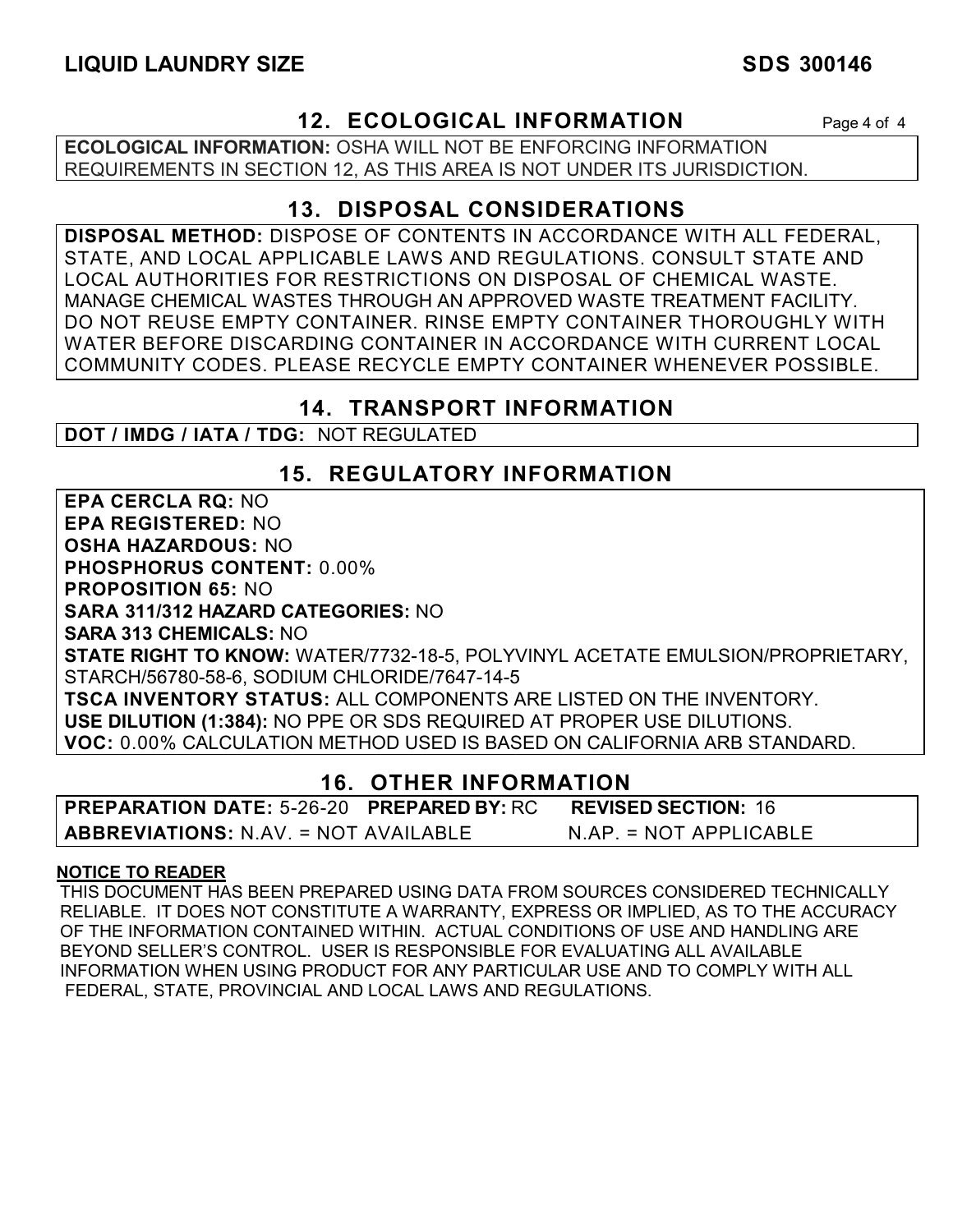## 12. ECOLOGICAL INFORMATION

**ECOLOGICAL INFORMATION:** OSHA WILL NOT BE ENFORCING INFORMATION REQUIREMENTS IN SECTION 12, AS THIS AREA IS NOT UNDER ITS JURISDICTION.

## 13. DISPOSAL CONSIDERATIONS

**DISPOSAL METHOD:** DISPOSE OF CONTENTS IN ACCORDANCE WITH ALL FEDERAL, STATE, AND LOCAL APPLICABLE LAWS AND REGULATIONS. CONSULT STATE AND LOCAL AUTHORITIES FOR RESTRICTIONS ON DISPOSAL OF CHEMICAL WASTE. MANAGE CHEMICAL WASTES THROUGH AN APPROVED WASTE TREATMENT FACILITY. DO NOT REUSE EMPTY CONTAINER. RINSE EMPTY CONTAINER THOROUGHLY WITH WATER BEFORE DISCARDING CONTAINER IN ACCORDANCE WITH CURRENT LOCAL COMMUNITY CODES. PLEASE RECYCLE EMPTY CONTAINER WHENEVER POSSIBLE.

## 14. TRANSPORT INFORMATION

**DOT / IMDG / IATA / TDG:** NOT REGULATED

## 15. REGULATORY INFORMATION

**EPA CERCLA RQ:** NO
**EPA REGISTERED:** NO
**OSHA HAZARDOUS:** NO
**PHOSPHORUS CONTENT:** 0.00%
**PROPOSITION 65:** NO
**SARA 311/312 HAZARD CATEGORIES:** NO
**SARA 313 CHEMICALS:** NO
**STATE RIGHT TO KNOW:** WATER/7732-18-5, POLYVINYL ACETATE EMULSION/PROPRIETARY, STARCH/56780-58-6, SODIUM CHLORIDE/7647-14-5
**TSCA INVENTORY STATUS:** ALL COMPONENTS ARE LISTED ON THE INVENTORY.
**USE DILUTION (1:384):** NO PPE OR SDS REQUIRED AT PROPER USE DILUTIONS.
**VOC:** 0.00% CALCULATION METHOD USED IS BASED ON CALIFORNIA ARB STANDARD.

## 16. OTHER INFORMATION

**PREPARATION DATE:** 5-26-20 **PREPARED BY:** RC **REVISED SECTION:** 16
**ABBREVIATIONS:** N.AV. = NOT AVAILABLE N.AP. = NOT APPLICABLE

**NOTICE TO READER**

THIS DOCUMENT HAS BEEN PREPARED USING DATA FROM SOURCES CONSIDERED TECHNICALLY RELIABLE. IT DOES NOT CONSTITUTE A WARRANTY, EXPRESS OR IMPLIED, AS TO THE ACCURACY OF THE INFORMATION CONTAINED WITHIN. ACTUAL CONDITIONS OF USE AND HANDLING ARE BEYOND SELLER'S CONTROL. USER IS RESPONSIBLE FOR EVALUATING ALL AVAILABLE INFORMATION WHEN USING PRODUCT FOR ANY PARTICULAR USE AND TO COMPLY WITH ALL FEDERAL, STATE, PROVINCIAL AND LOCAL LAWS AND REGULATIONS.